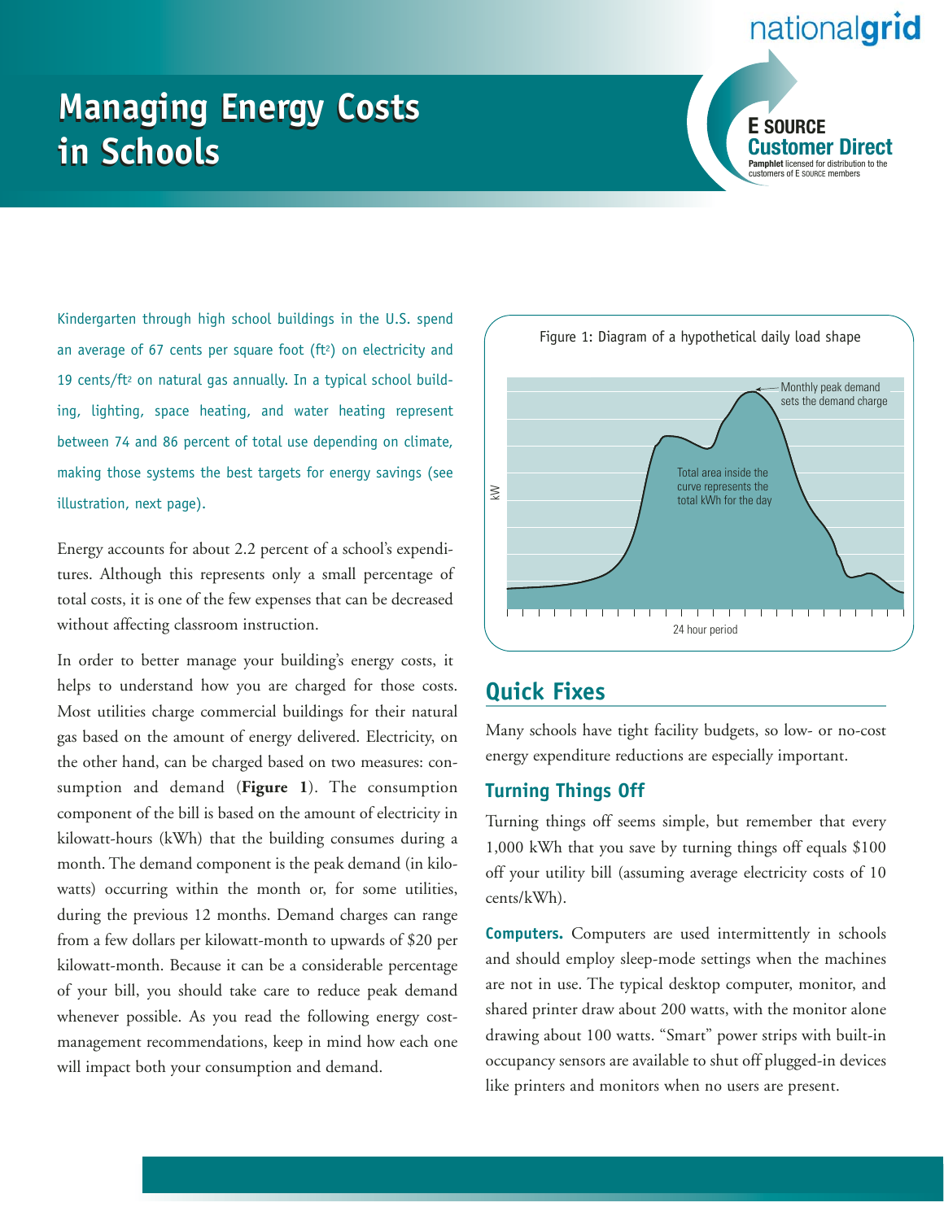# Managing Energy Costs in Schools

nationalgrid

**E SOURCE Customer Direct**
**Pamphlet** licensed for distribution to the customers of E SOURCE members

Kindergarten through high school buildings in the U.S. spend an average of 67 cents per square foot ($ft^2$) on electricity and 19 cents/$ft^2$ on natural gas annually. In a typical school building, lighting, space heating, and water heating represent between 74 and 86 percent of total use depending on climate, making those systems the best targets for energy savings (see illustration, next page).

Energy accounts for about 2.2 percent of a school's expenditures. Although this represents only a small percentage of total costs, it is one of the few expenses that can be decreased without affecting classroom instruction.

In order to better manage your building's energy costs, it helps to understand how you are charged for those costs. Most utilities charge commercial buildings for their natural gas based on the amount of energy delivered. Electricity, on the other hand, can be charged based on two measures: consumption and demand (**Figure 1**). The consumption component of the bill is based on the amount of electricity in kilowatt-hours (kWh) that the building consumes during a month. The demand component is the peak demand (in kilowatts) occurring within the month or, for some utilities, during the previous 12 months. Demand charges can range from a few dollars per kilowatt-month to upwards of $20 per kilowatt-month. Because it can be a considerable percentage of your bill, you should take care to reduce peak demand whenever possible. As you read the following energy cost-management recommendations, keep in mind how each one will impact both your consumption and demand.

Figure 1: Diagram of a hypothetical daily load shape

(Chart labels: kW; 24 hour period; Monthly peak demand sets the demand charge; Total area inside the curve represents the total kWh for the day)

## Quick Fixes

Many schools have tight facility budgets, so low- or no-cost energy expenditure reductions are especially important.

### Turning Things Off

Turning things off seems simple, but remember that every 1,000 kWh that you save by turning things off equals $100 off your utility bill (assuming average electricity costs of 10 cents/kWh).

**Computers.** Computers are used intermittently in schools and should employ sleep-mode settings when the machines are not in use. The typical desktop computer, monitor, and shared printer draw about 200 watts, with the monitor alone drawing about 100 watts. "Smart" power strips with built-in occupancy sensors are available to shut off plugged-in devices like printers and monitors when no users are present.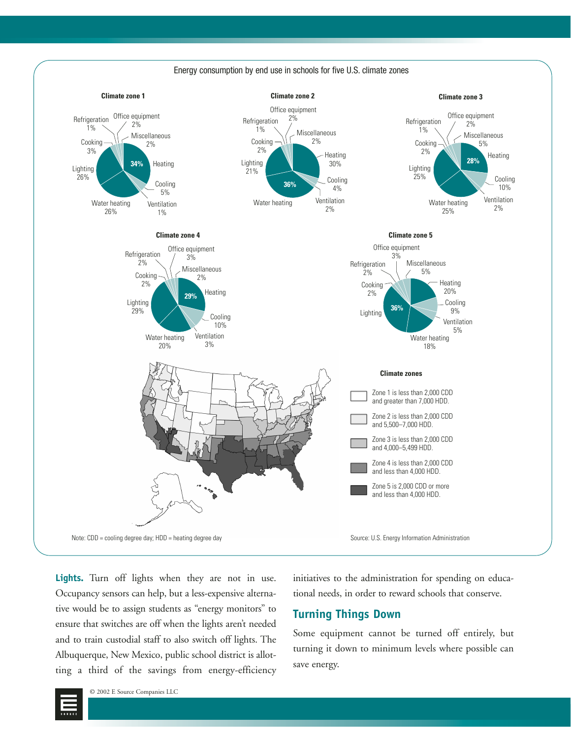Energy consumption by end use in schools for five U.S. climate zones

**Climate zone 1**

| End use | Share |
|---|---|
| Heating | 34% |
| Cooling | 5% |
| Ventilation | 1% |
| Water heating | 26% |
| Lighting | 26% |
| Cooking | 3% |
| Refrigeration | 1% |
| Office equipment | 2% |
| Miscellaneous | 2% |

**Climate zone 2**

| End use | Share |
|---|---|
| Heating | 30% |
| Cooling | 4% |
| Ventilation | 2% |
| Water heating | 36% |
| Lighting | 21% |
| Cooking | 2% |
| Refrigeration | 1% |
| Office equipment | 2% |
| Miscellaneous | 2% |

**Climate zone 3**

| End use | Share |
|---|---|
| Heating | 28% |
| Cooling | 10% |
| Ventilation | 2% |
| Water heating | 25% |
| Lighting | 25% |
| Cooking | 2% |
| Refrigeration | 1% |
| Office equipment | 2% |
| Miscellaneous | 5% |

**Climate zone 4**

| End use | Share |
|---|---|
| Heating | 29% |
| Cooling | 10% |
| Ventilation | 3% |
| Water heating | 20% |
| Lighting | 29% |
| Cooking | 2% |
| Refrigeration | 2% |
| Office equipment | 3% |
| Miscellaneous | 2% |

**Climate zone 5**

| End use | Share |
|---|---|
| Heating | 20% |
| Cooling | 9% |
| Ventilation | 5% |
| Water heating | 18% |
| Lighting | 36% |
| Cooking | 2% |
| Refrigeration | 2% |
| Office equipment | 3% |
| Miscellaneous | 5% |

**Climate zones**

- Zone 1 is less than 2,000 CDD and greater than 7,000 HDD.
- Zone 2 is less than 2,000 CDD and 5,500–7,000 HDD.
- Zone 3 is less than 2,000 CDD and 4,000–5,499 HDD.
- Zone 4 is less than 2,000 CDD and less than 4,000 HDD.
- Zone 5 is 2,000 CDD or more and less than 4,000 HDD.

Note: CDD = cooling degree day; HDD = heating degree day

Source: U.S. Energy Information Administration

**Lights.** Turn off lights when they are not in use. Occupancy sensors can help, but a less-expensive alternative would be to assign students as "energy monitors" to ensure that switches are off when the lights aren't needed and to train custodial staff to also switch off lights. The Albuquerque, New Mexico, public school district is allotting a third of the savings from energy-efficiency initiatives to the administration for spending on educational needs, in order to reward schools that conserve.

## Turning Things Down

Some equipment cannot be turned off entirely, but turning it down to minimum levels where possible can save energy.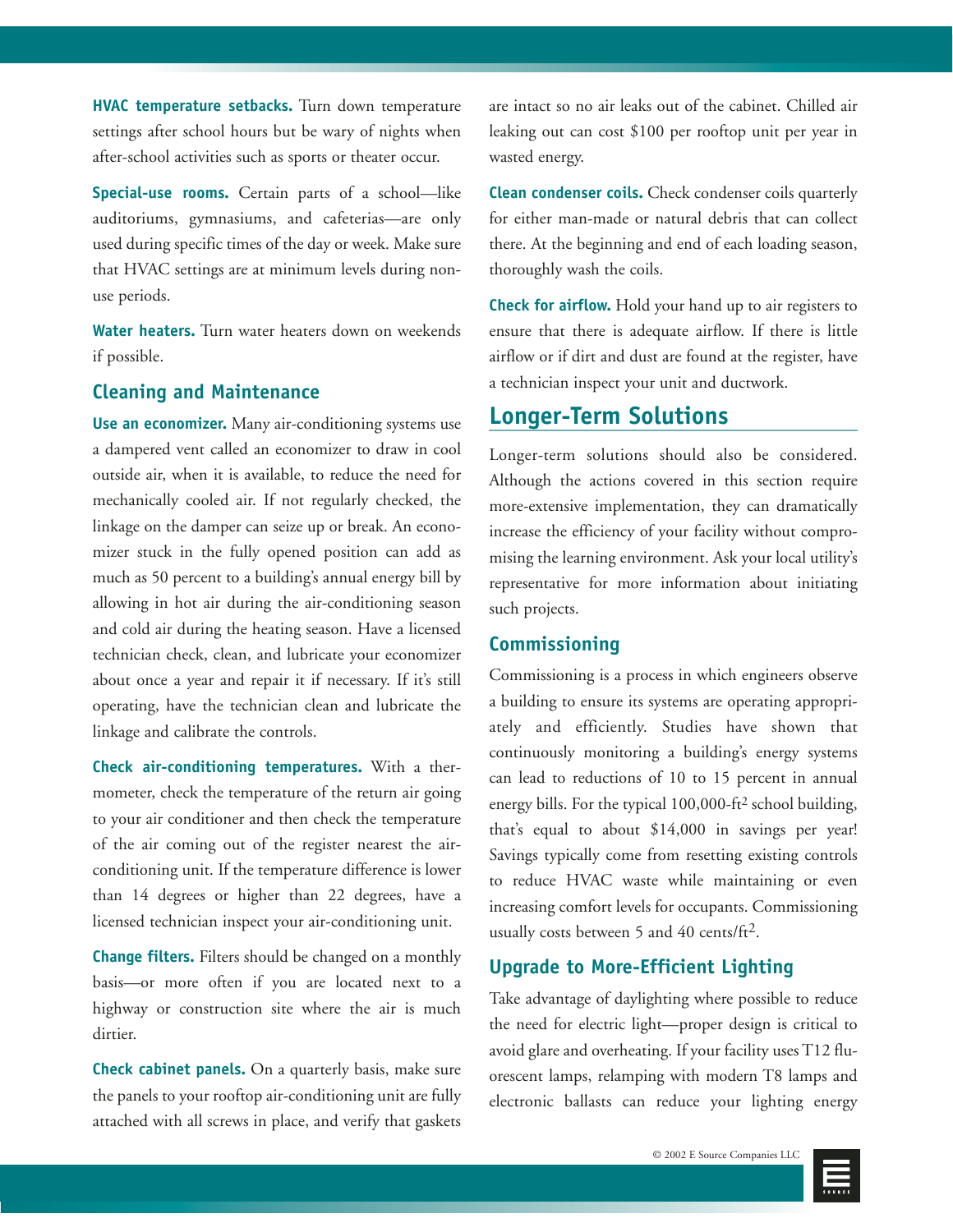**HVAC temperature setbacks.** Turn down temperature settings after school hours but be wary of nights when after-school activities such as sports or theater occur.

**Special-use rooms.** Certain parts of a school—like auditoriums, gymnasiums, and cafeterias—are only used during specific times of the day or week. Make sure that HVAC settings are at minimum levels during non-use periods.

**Water heaters.** Turn water heaters down on weekends if possible.

### Cleaning and Maintenance

**Use an economizer.** Many air-conditioning systems use a dampered vent called an economizer to draw in cool outside air, when it is available, to reduce the need for mechanically cooled air. If not regularly checked, the linkage on the damper can seize up or break. An economizer stuck in the fully opened position can add as much as 50 percent to a building's annual energy bill by allowing in hot air during the air-conditioning season and cold air during the heating season. Have a licensed technician check, clean, and lubricate your economizer about once a year and repair it if necessary. If it's still operating, have the technician clean and lubricate the linkage and calibrate the controls.

**Check air-conditioning temperatures.** With a thermometer, check the temperature of the return air going to your air conditioner and then check the temperature of the air coming out of the register nearest the air-conditioning unit. If the temperature difference is lower than 14 degrees or higher than 22 degrees, have a licensed technician inspect your air-conditioning unit.

**Change filters.** Filters should be changed on a monthly basis—or more often if you are located next to a highway or construction site where the air is much dirtier.

**Check cabinet panels.** On a quarterly basis, make sure the panels to your rooftop air-conditioning unit are fully attached with all screws in place, and verify that gaskets are intact so no air leaks out of the cabinet. Chilled air leaking out can cost $100 per rooftop unit per year in wasted energy.

**Clean condenser coils.** Check condenser coils quarterly for either man-made or natural debris that can collect there. At the beginning and end of each loading season, thoroughly wash the coils.

**Check for airflow.** Hold your hand up to air registers to ensure that there is adequate airflow. If there is little airflow or if dirt and dust are found at the register, have a technician inspect your unit and ductwork.

## Longer-Term Solutions

Longer-term solutions should also be considered. Although the actions covered in this section require more-extensive implementation, they can dramatically increase the efficiency of your facility without compromising the learning environment. Ask your local utility's representative for more information about initiating such projects.

### Commissioning

Commissioning is a process in which engineers observe a building to ensure its systems are operating appropriately and efficiently. Studies have shown that continuously monitoring a building's energy systems can lead to reductions of 10 to 15 percent in annual energy bills. For the typical 100,000-$ft^2$ school building, that's equal to about $14,000 in savings per year! Savings typically come from resetting existing controls to reduce HVAC waste while maintaining or even increasing comfort levels for occupants. Commissioning usually costs between 5 and 40 cents/$ft^2$.

### Upgrade to More-Efficient Lighting

Take advantage of daylighting where possible to reduce the need for electric light—proper design is critical to avoid glare and overheating. If your facility uses T12 fluorescent lamps, relamping with modern T8 lamps and electronic ballasts can reduce your lighting energy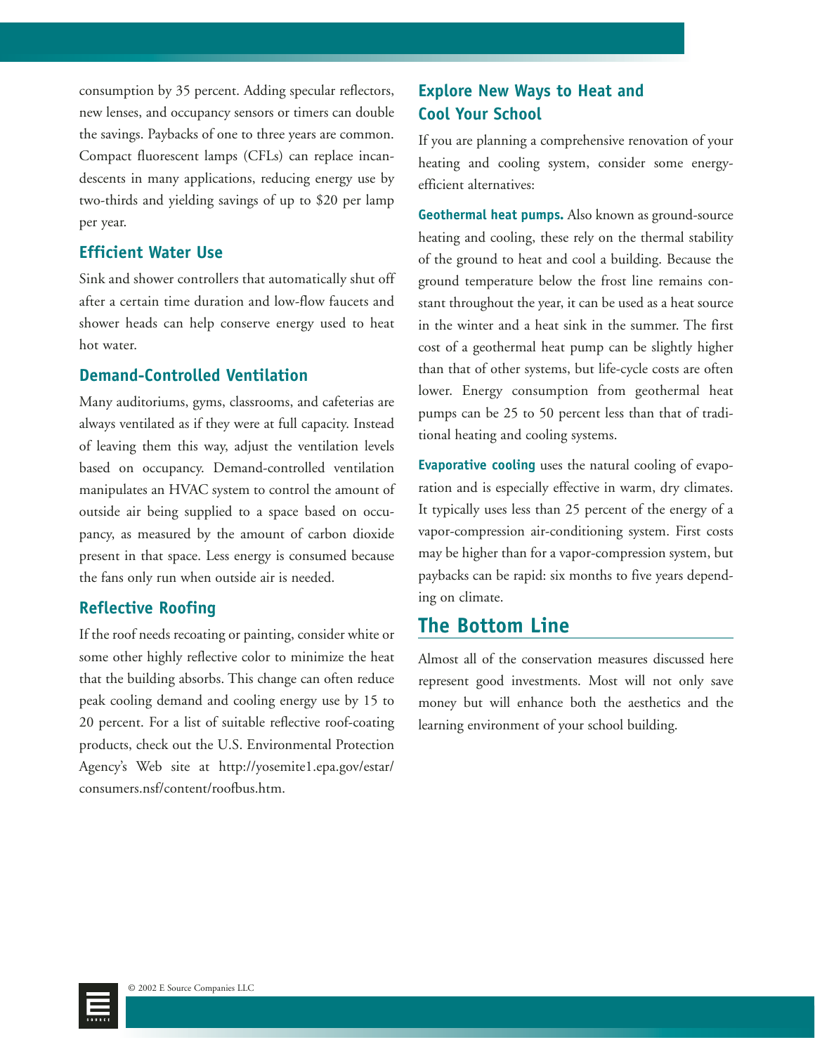consumption by 35 percent. Adding specular reflectors, new lenses, and occupancy sensors or timers can double the savings. Paybacks of one to three years are common. Compact fluorescent lamps (CFLs) can replace incandescents in many applications, reducing energy use by two-thirds and yielding savings of up to $20 per lamp per year.

### Efficient Water Use

Sink and shower controllers that automatically shut off after a certain time duration and low-flow faucets and shower heads can help conserve energy used to heat hot water.

### Demand-Controlled Ventilation

Many auditoriums, gyms, classrooms, and cafeterias are always ventilated as if they were at full capacity. Instead of leaving them this way, adjust the ventilation levels based on occupancy. Demand-controlled ventilation manipulates an HVAC system to control the amount of outside air being supplied to a space based on occupancy, as measured by the amount of carbon dioxide present in that space. Less energy is consumed because the fans only run when outside air is needed.

### Reflective Roofing

If the roof needs recoating or painting, consider white or some other highly reflective color to minimize the heat that the building absorbs. This change can often reduce peak cooling demand and cooling energy use by 15 to 20 percent. For a list of suitable reflective roof-coating products, check out the U.S. Environmental Protection Agency's Web site at http://yosemite1.epa.gov/estar/consumers.nsf/content/roofbus.htm.

### Explore New Ways to Heat and Cool Your School

If you are planning a comprehensive renovation of your heating and cooling system, consider some energy-efficient alternatives:

**Geothermal heat pumps.** Also known as ground-source heating and cooling, these rely on the thermal stability of the ground to heat and cool a building. Because the ground temperature below the frost line remains constant throughout the year, it can be used as a heat source in the winter and a heat sink in the summer. The first cost of a geothermal heat pump can be slightly higher than that of other systems, but life-cycle costs are often lower. Energy consumption from geothermal heat pumps can be 25 to 50 percent less than that of traditional heating and cooling systems.

**Evaporative cooling** uses the natural cooling of evaporation and is especially effective in warm, dry climates. It typically uses less than 25 percent of the energy of a vapor-compression air-conditioning system. First costs may be higher than for a vapor-compression system, but paybacks can be rapid: six months to five years depending on climate.

## The Bottom Line

Almost all of the conservation measures discussed here represent good investments. Most will not only save money but will enhance both the aesthetics and the learning environment of your school building.

© 2002 E Source Companies LLC